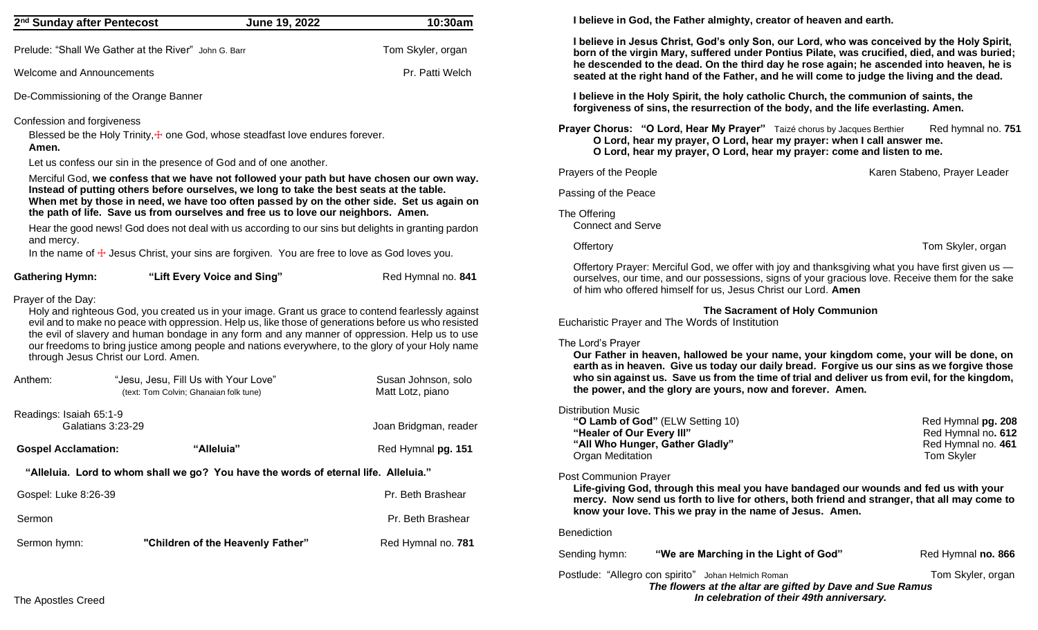**2nd Sunday after Pentecost** **June 19, 2022** **10:30am**

Prelude: "Shall We Gather at the River" John G. Barr — Tom Skyler, organ

Welcome and Announcements — Pr. Patti Welch

De-Commissioning of the Orange Banner

Confession and forgiveness

Blessed be the Holy Trinity, ☩ one God, whose steadfast love endures forever.
**Amen.**

Let us confess our sin in the presence of God and of one another.

Merciful God, **we confess that we have not followed your path but have chosen our own way. Instead of putting others before ourselves, we long to take the best seats at the table. When met by those in need, we have too often passed by on the other side. Set us again on the path of life. Save us from ourselves and free us to love our neighbors. Amen.**

Hear the good news! God does not deal with us according to our sins but delights in granting pardon and mercy.
In the name of ☩ Jesus Christ, your sins are forgiven. You are free to love as God loves you.

**Gathering Hymn:** **"Lift Every Voice and Sing"** — Red Hymnal no. **841**

Prayer of the Day:
Holy and righteous God, you created us in your image. Grant us grace to contend fearlessly against evil and to make no peace with oppression. Help us, like those of generations before us who resisted the evil of slavery and human bondage in any form and any manner of oppression. Help us to use our freedoms to bring justice among people and nations everywhere, to the glory of your Holy name through Jesus Christ our Lord. Amen.

Anthem: "Jesu, Jesu, Fill Us with Your Love" (text: Tom Colvin; Ghanaian folk tune) — Susan Johnson, solo; Matt Lotz, piano

Readings: Isaiah 65:1-9
Galatians 3:23-29 — Joan Bridgman, reader

**Gospel Acclamation:** **"Alleluia"** — Red Hymnal **pg. 151**

**"Alleluia. Lord to whom shall we go? You have the words of eternal life. Alleluia."**

Gospel: Luke 8:26-39 — Pr. Beth Brashear

Sermon — Pr. Beth Brashear

Sermon hymn: **"Children of the Heavenly Father"** — Red Hymnal no. **781**

The Apostles Creed

**I believe in God, the Father almighty, creator of heaven and earth.**

**I believe in Jesus Christ, God's only Son, our Lord, who was conceived by the Holy Spirit, born of the virgin Mary, suffered under Pontius Pilate, was crucified, died, and was buried; he descended to the dead. On the third day he rose again; he ascended into heaven, he is seated at the right hand of the Father, and he will come to judge the living and the dead.**

**I believe in the Holy Spirit, the holy catholic Church, the communion of saints, the forgiveness of sins, the resurrection of the body, and the life everlasting. Amen.**

**Prayer Chorus: "O Lord, Hear My Prayer"** Taizé chorus by Jacques Berthier — Red hymnal no. **751**
**O Lord, hear my prayer, O Lord, hear my prayer: when I call answer me.**
**O Lord, hear my prayer, O Lord, hear my prayer: come and listen to me.**

Prayers of the People — Karen Stabeno, Prayer Leader

Passing of the Peace

The Offering
Connect and Serve

Offertory — Tom Skyler, organ

Offertory Prayer: Merciful God, we offer with joy and thanksgiving what you have first given us — ourselves, our time, and our possessions, signs of your gracious love. Receive them for the sake of him who offered himself for us, Jesus Christ our Lord. **Amen**

**The Sacrament of Holy Communion**

Eucharistic Prayer and The Words of Institution

The Lord's Prayer
**Our Father in heaven, hallowed be your name, your kingdom come, your will be done, on earth as in heaven. Give us today our daily bread. Forgive us our sins as we forgive those who sin against us. Save us from the time of trial and deliver us from evil, for the kingdom, the power, and the glory are yours, now and forever. Amen.**

Distribution Music
**"O Lamb of God"** (ELW Setting 10) — Red Hymnal **pg. 208**
**"Healer of Our Every Ill"** — Red Hymnal no**. 612**
**"All Who Hunger, Gather Gladly"** — Red Hymnal no. **461**
Organ Meditation — Tom Skyler

Post Communion Prayer
**Life-giving God, through this meal you have bandaged our wounds and fed us with your mercy. Now send us forth to live for others, both friend and stranger, that all may come to know your love. This we pray in the name of Jesus. Amen.**

Benediction

Sending hymn: **"We are Marching in the Light of God"** — Red Hymnal **no. 866**

Postlude: "Allegro con spirito" Johan Helmich Roman — Tom Skyler, organ

***The flowers at the altar are gifted by Dave and Sue Ramus***
***In celebration of their 49th anniversary.***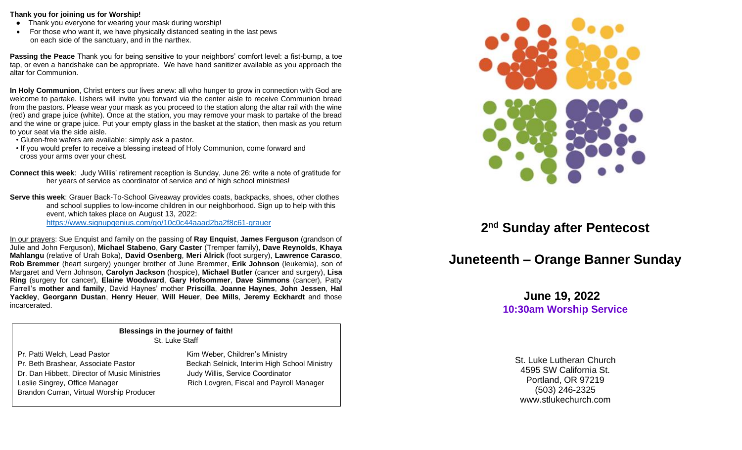**Thank you for joining us for Worship!**

- Thank you everyone for wearing your mask during worship!
- For those who want it, we have physically distanced seating in the last pews on each side of the sanctuary, and in the narthex.

**Passing the Peace** Thank you for being sensitive to your neighbors' comfort level: a fist-bump, a toe tap, or even a handshake can be appropriate. We have hand sanitizer available as you approach the altar for Communion.

**In Holy Communion**, Christ enters our lives anew: all who hunger to grow in connection with God are welcome to partake. Ushers will invite you forward via the center aisle to receive Communion bread from the pastors. Please wear your mask as you proceed to the station along the altar rail with the wine (red) and grape juice (white). Once at the station, you may remove your mask to partake of the bread and the wine or grape juice. Put your empty glass in the basket at the station, then mask as you return to your seat via the side aisle.

- Gluten-free wafers are available: simply ask a pastor.
- If you would prefer to receive a blessing instead of Holy Communion, come forward and cross your arms over your chest.

**Connect this week**: Judy Willis' retirement reception is Sunday, June 26: write a note of gratitude for her years of service as coordinator of service and of high school ministries!

**Serve this week**: Grauer Back-To-School Giveaway provides coats, backpacks, shoes, other clothes and school supplies to low-income children in our neighborhood. Sign up to help with this event, which takes place on August 13, 2022: https://www.signupgenius.com/go/10c0c44aaad2ba2f8c61-grauer

In our prayers: Sue Enquist and family on the passing of **Ray Enquist**, **James Ferguson** (grandson of Julie and John Ferguson), **Michael Stabeno**, **Gary Caster** (Tremper family), **Dave Reynolds**, **Khaya Mahlangu** (relative of Urah Boka), **David Osenberg**, **Meri Alrick** (foot surgery), **Lawrence Carasco**, **Rob Bremmer** (heart surgery) younger brother of June Bremmer, **Erik Johnson** (leukemia), son of Margaret and Vern Johnson, **Carolyn Jackson** (hospice), **Michael Butler** (cancer and surgery), **Lisa Ring** (surgery for cancer), **Elaine Woodward**, **Gary Hofsommer**, **Dave Simmons** (cancer), Patty Farrell's **mother and family**, David Haynes' mother **Priscilla**, **Joanne Haynes**, **John Jessen**, **Hal Yackley**, **Georgann Dustan**, **Henry Heuer**, **Will Heuer**, **Dee Mills**, **Jeremy Eckhardt** and those incarcerated.

**Blessings in the journey of faith!**

St. Luke Staff

Pr. Patti Welch, Lead Pastor
Pr. Beth Brashear, Associate Pastor
Dr. Dan Hibbett, Director of Music Ministries
Leslie Singrey, Office Manager
Brandon Curran, Virtual Worship Producer
Kim Weber, Children's Ministry
Beckah Selnick, Interim High School Ministry
Judy Willis, Service Coordinator
Rich Lovgren, Fiscal and Payroll Manager

# 2nd Sunday after Pentecost

# Juneteenth – Orange Banner Sunday

**June 19, 2022**

**10:30am Worship Service**

St. Luke Lutheran Church
4595 SW California St.
Portland, OR 97219
(503) 246-2325
www.stlukechurch.com